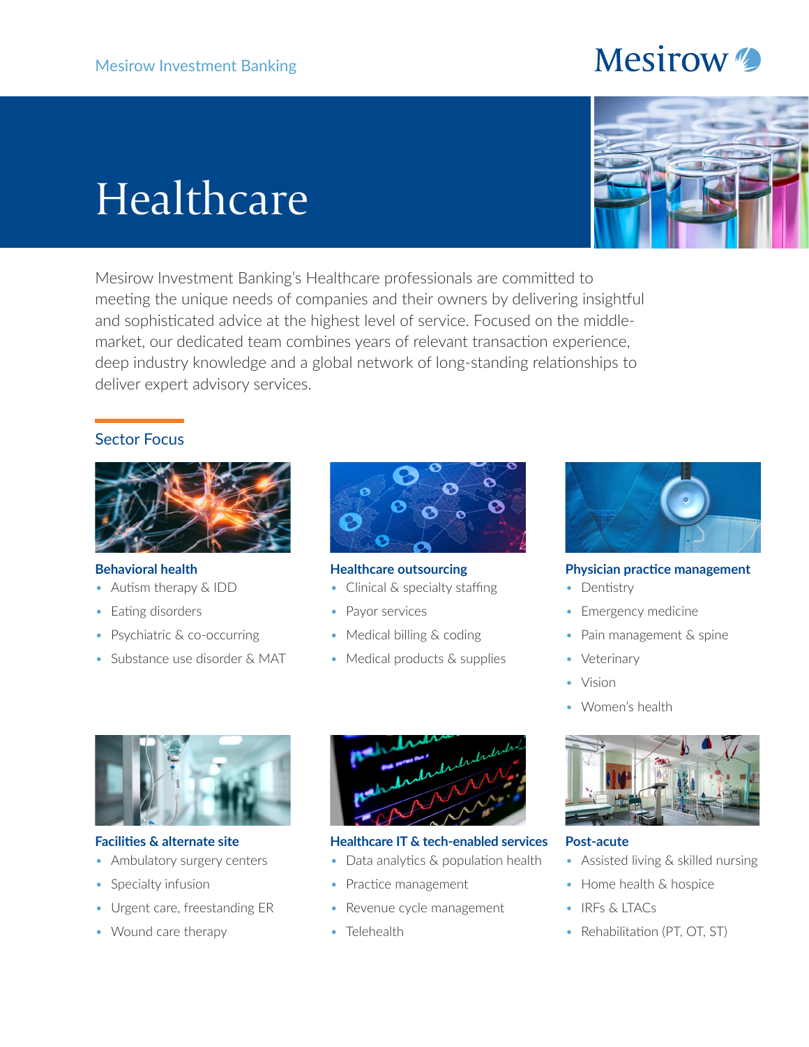Mesirow Investment Banking

# Healthcare

Mesirow Investment Banking's Healthcare professionals are committed to meeting the unique needs of companies and their owners by delivering insightful and sophisticated advice at the highest level of service. Focused on the middle-market, our dedicated team combines years of relevant transaction experience, deep industry knowledge and a global network of long-standing relationships to deliver expert advisory services.

## Sector Focus

### Behavioral health

- Autism therapy & IDD
- Eating disorders
- Psychiatric & co-occurring
- Substance use disorder & MAT

### Healthcare outsourcing

- Clinical & specialty staffing
- Payor services
- Medical billing & coding
- Medical products & supplies

### Physician practice management

- Dentistry
- Emergency medicine
- Pain management & spine
- Veterinary
- Vision
- Women's health

### Facilities & alternate site

- Ambulatory surgery centers
- Specialty infusion
- Urgent care, freestanding ER
- Wound care therapy

### Healthcare IT & tech-enabled services

- Data analytics & population health
- Practice management
- Revenue cycle management
- Telehealth

### Post-acute

- Assisted living & skilled nursing
- Home health & hospice
- IRFs & LTACs
- Rehabilitation (PT, OT, ST)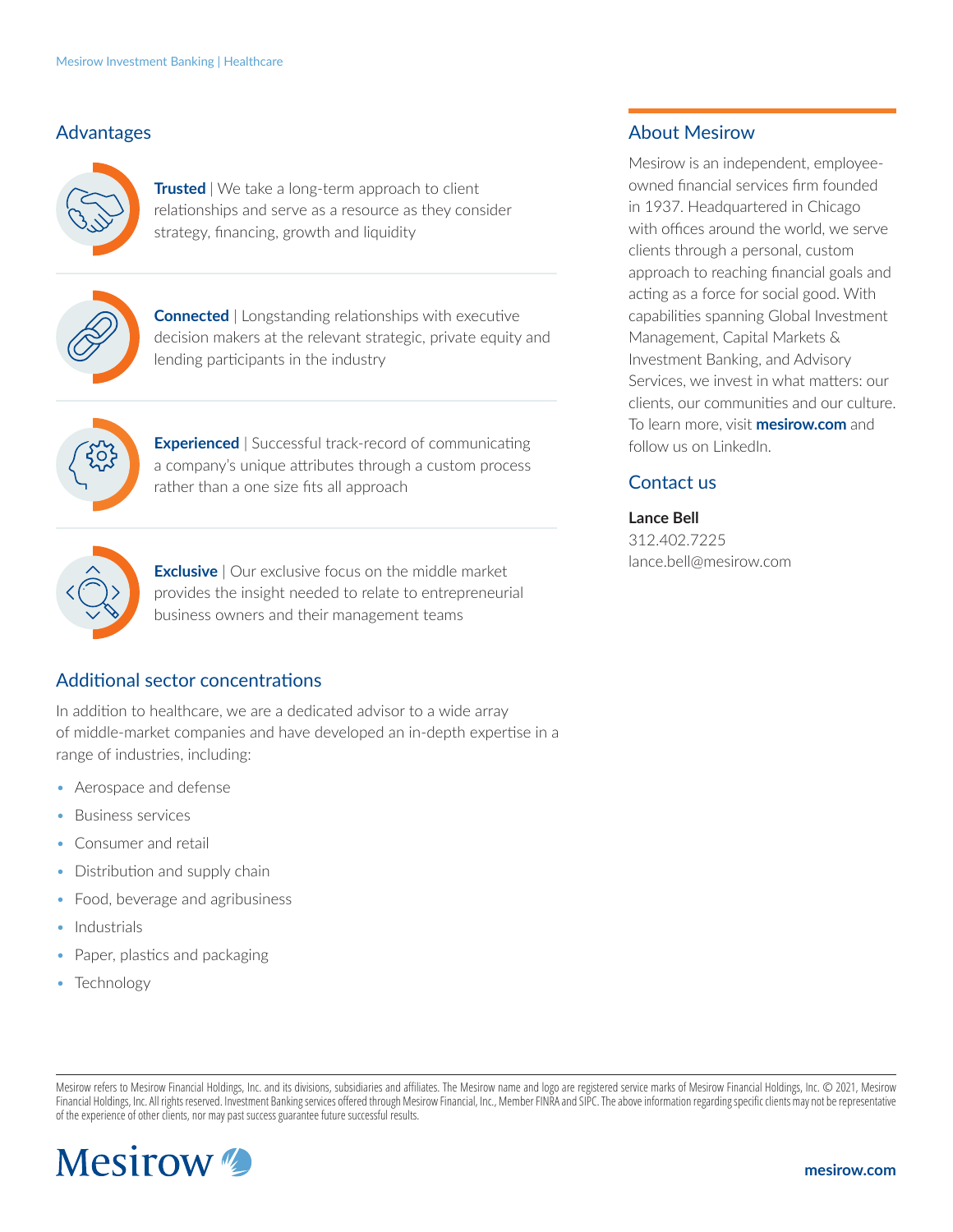## Advantages

**Trusted** | We take a long-term approach to client relationships and serve as a resource as they consider strategy, financing, growth and liquidity

**Connected** | Longstanding relationships with executive decision makers at the relevant strategic, private equity and lending participants in the industry

**Experienced** | Successful track-record of communicating a company's unique attributes through a custom process rather than a one size fits all approach

**Exclusive** | Our exclusive focus on the middle market provides the insight needed to relate to entrepreneurial business owners and their management teams

## Additional sector concentrations

In addition to healthcare, we are a dedicated advisor to a wide array of middle-market companies and have developed an in-depth expertise in a range of industries, including:

- Aerospace and defense
- Business services
- Consumer and retail
- Distribution and supply chain
- Food, beverage and agribusiness
- Industrials
- Paper, plastics and packaging
- Technology

## About Mesirow

Mesirow is an independent, employee-owned financial services firm founded in 1937. Headquartered in Chicago with offices around the world, we serve clients through a personal, custom approach to reaching financial goals and acting as a force for social good. With capabilities spanning Global Investment Management, Capital Markets & Investment Banking, and Advisory Services, we invest in what matters: our clients, our communities and our culture. To learn more, visit **mesirow.com** and follow us on LinkedIn.

## Contact us

**Lance Bell**
312.402.7225
lance.bell@mesirow.com

Mesirow refers to Mesirow Financial Holdings, Inc. and its divisions, subsidiaries and affiliates. The Mesirow name and logo are registered service marks of Mesirow Financial Holdings, Inc. © 2021, Mesirow Financial Holdings, Inc. All rights reserved. Investment Banking services offered through Mesirow Financial, Inc., Member FINRA and SIPC. The above information regarding specific clients may not be representative of the experience of other clients, nor may past success guarantee future successful results.

Mesirow

mesirow.com